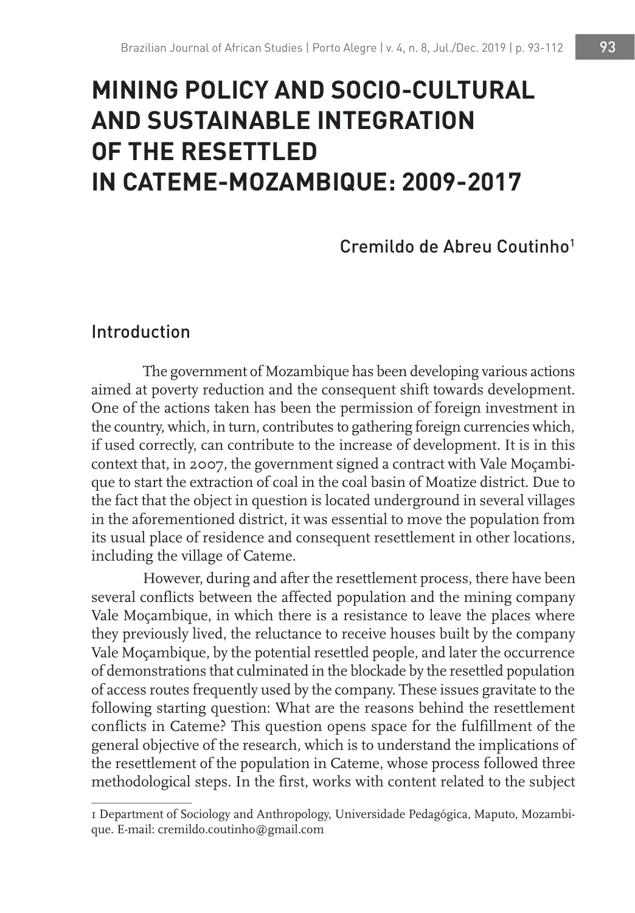# MINING POLICY AND SOCIO-CULTURAL AND SUSTAINABLE INTEGRATION OF THE RESETTLED IN CATEME-MOZAMBIQUE: 2009-2017

Cremildo de Abreu Coutinho[1]

## Introduction

The government of Mozambique has been developing various actions aimed at poverty reduction and the consequent shift towards development. One of the actions taken has been the permission of foreign investment in the country, which, in turn, contributes to gathering foreign currencies which, if used correctly, can contribute to the increase of development. It is in this context that, in 2007, the government signed a contract with Vale Moçambique to start the extraction of coal in the coal basin of Moatize district. Due to the fact that the object in question is located underground in several villages in the aforementioned district, it was essential to move the population from its usual place of residence and consequent resettlement in other locations, including the village of Cateme.

However, during and after the resettlement process, there have been several conflicts between the affected population and the mining company Vale Moçambique, in which there is a resistance to leave the places where they previously lived, the reluctance to receive houses built by the company Vale Moçambique, by the potential resettled people, and later the occurrence of demonstrations that culminated in the blockade by the resettled population of access routes frequently used by the company. These issues gravitate to the following starting question: What are the reasons behind the resettlement conflicts in Cateme? This question opens space for the fulfillment of the general objective of the research, which is to understand the implications of the resettlement of the population in Cateme, whose process followed three methodological steps. In the first, works with content related to the subject

---

1 Department of Sociology and Anthropology, Universidade Pedagógica, Maputo, Mozambique. E-mail: cremildo.coutinho@gmail.com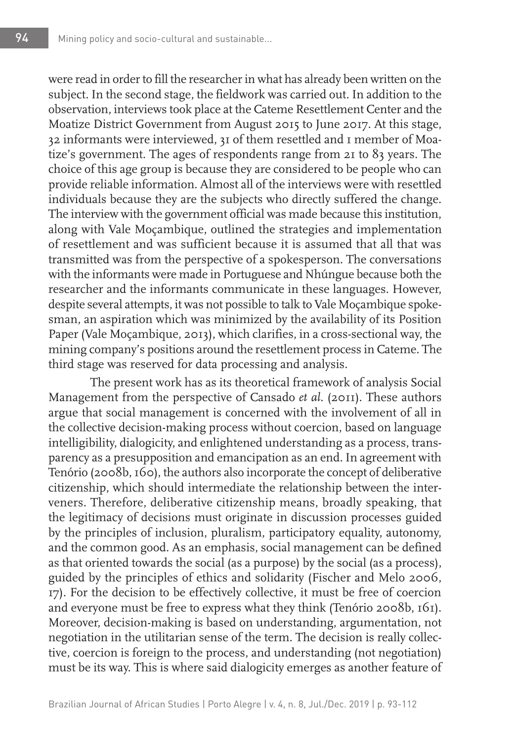were read in order to fill the researcher in what has already been written on the subject. In the second stage, the fieldwork was carried out. In addition to the observation, interviews took place at the Cateme Resettlement Center and the Moatize District Government from August 2015 to June 2017. At this stage, 32 informants were interviewed, 31 of them resettled and 1 member of Moatize's government. The ages of respondents range from 21 to 83 years. The choice of this age group is because they are considered to be people who can provide reliable information. Almost all of the interviews were with resettled individuals because they are the subjects who directly suffered the change. The interview with the government official was made because this institution, along with Vale Moçambique, outlined the strategies and implementation of resettlement and was sufficient because it is assumed that all that was transmitted was from the perspective of a spokesperson. The conversations with the informants were made in Portuguese and Nhúngue because both the researcher and the informants communicate in these languages. However, despite several attempts, it was not possible to talk to Vale Moçambique spokesman, an aspiration which was minimized by the availability of its Position Paper (Vale Moçambique, 2013), which clarifies, in a cross-sectional way, the mining company's positions around the resettlement process in Cateme. The third stage was reserved for data processing and analysis.

The present work has as its theoretical framework of analysis Social Management from the perspective of Cansado *et al.* (2011). These authors argue that social management is concerned with the involvement of all in the collective decision-making process without coercion, based on language intelligibility, dialogicity, and enlightened understanding as a process, transparency as a presupposition and emancipation as an end. In agreement with Tenório (2008b, 160), the authors also incorporate the concept of deliberative citizenship, which should intermediate the relationship between the interveners. Therefore, deliberative citizenship means, broadly speaking, that the legitimacy of decisions must originate in discussion processes guided by the principles of inclusion, pluralism, participatory equality, autonomy, and the common good. As an emphasis, social management can be defined as that oriented towards the social (as a purpose) by the social (as a process), guided by the principles of ethics and solidarity (Fischer and Melo 2006, 17). For the decision to be effectively collective, it must be free of coercion and everyone must be free to express what they think (Tenório 2008b, 161). Moreover, decision-making is based on understanding, argumentation, not negotiation in the utilitarian sense of the term. The decision is really collective, coercion is foreign to the process, and understanding (not negotiation) must be its way. This is where said dialogicity emerges as another feature of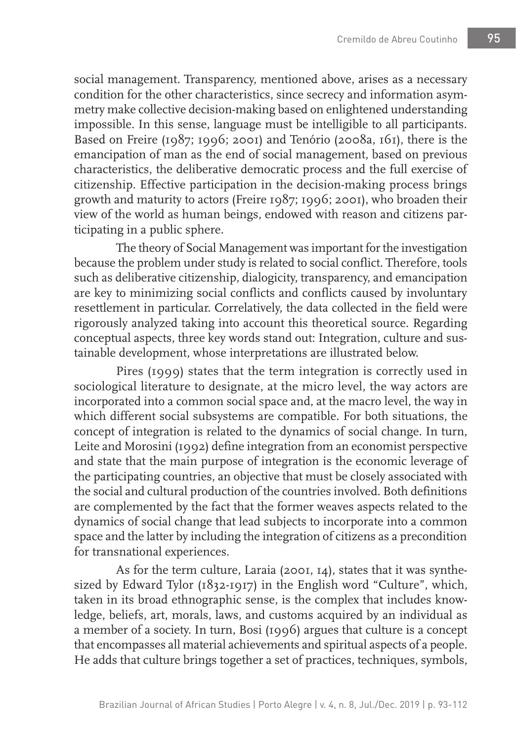social management. Transparency, mentioned above, arises as a necessary condition for the other characteristics, since secrecy and information asymmetry make collective decision-making based on enlightened understanding impossible. In this sense, language must be intelligible to all participants. Based on Freire (1987; 1996; 2001) and Tenório (2008a, 161), there is the emancipation of man as the end of social management, based on previous characteristics, the deliberative democratic process and the full exercise of citizenship. Effective participation in the decision-making process brings growth and maturity to actors (Freire 1987; 1996; 2001), who broaden their view of the world as human beings, endowed with reason and citizens participating in a public sphere.

The theory of Social Management was important for the investigation because the problem under study is related to social conflict. Therefore, tools such as deliberative citizenship, dialogicity, transparency, and emancipation are key to minimizing social conflicts and conflicts caused by involuntary resettlement in particular. Correlatively, the data collected in the field were rigorously analyzed taking into account this theoretical source. Regarding conceptual aspects, three key words stand out: Integration, culture and sustainable development, whose interpretations are illustrated below.

Pires (1999) states that the term integration is correctly used in sociological literature to designate, at the micro level, the way actors are incorporated into a common social space and, at the macro level, the way in which different social subsystems are compatible. For both situations, the concept of integration is related to the dynamics of social change. In turn, Leite and Morosini (1992) define integration from an economist perspective and state that the main purpose of integration is the economic leverage of the participating countries, an objective that must be closely associated with the social and cultural production of the countries involved. Both definitions are complemented by the fact that the former weaves aspects related to the dynamics of social change that lead subjects to incorporate into a common space and the latter by including the integration of citizens as a precondition for transnational experiences.

As for the term culture, Laraia (2001, 14), states that it was synthesized by Edward Tylor (1832-1917) in the English word "Culture", which, taken in its broad ethnographic sense, is the complex that includes knowledge, beliefs, art, morals, laws, and customs acquired by an individual as a member of a society. In turn, Bosi (1996) argues that culture is a concept that encompasses all material achievements and spiritual aspects of a people. He adds that culture brings together a set of practices, techniques, symbols,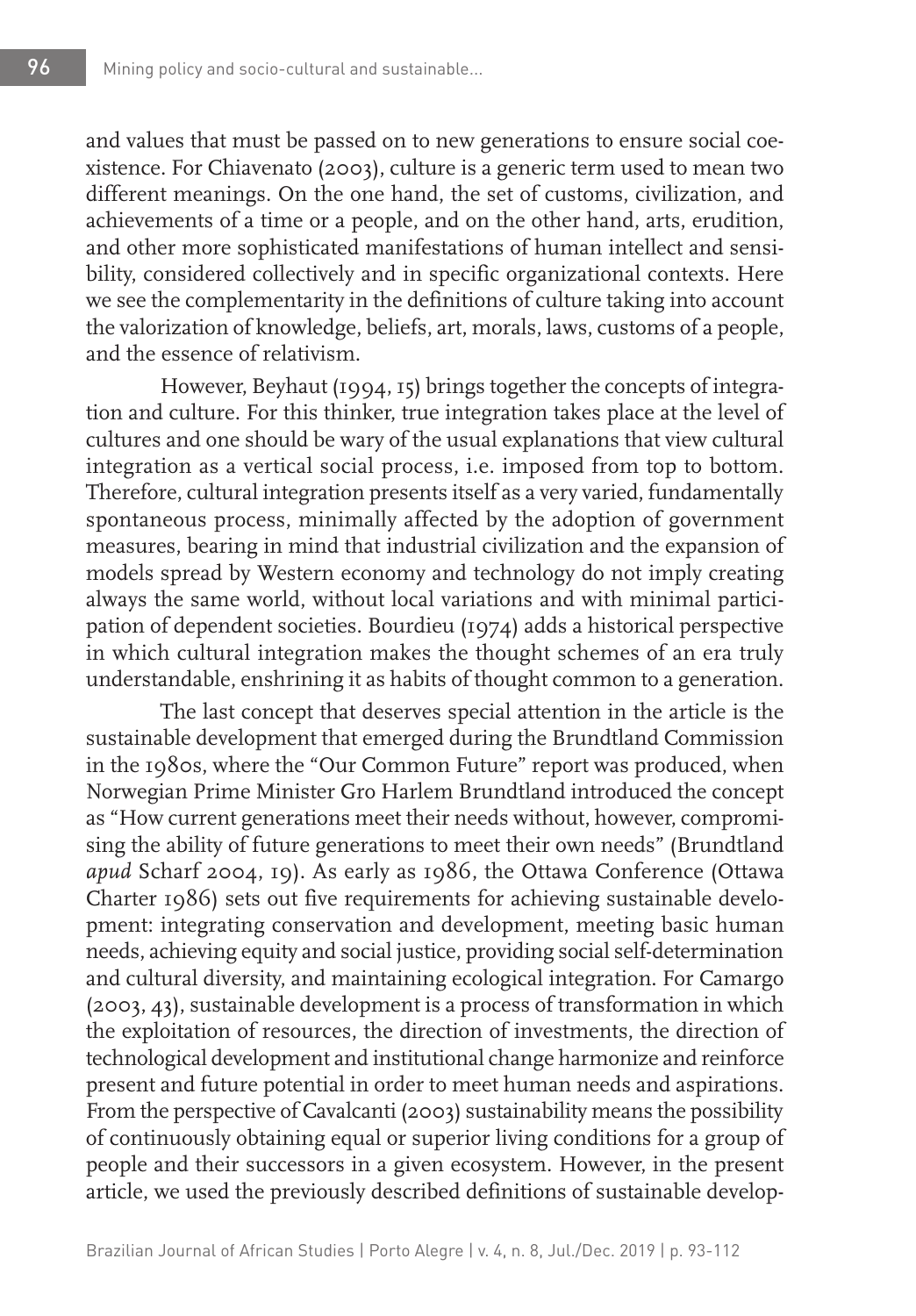and values that must be passed on to new generations to ensure social coexistence. For Chiavenato (2003), culture is a generic term used to mean two different meanings. On the one hand, the set of customs, civilization, and achievements of a time or a people, and on the other hand, arts, erudition, and other more sophisticated manifestations of human intellect and sensibility, considered collectively and in specific organizational contexts. Here we see the complementarity in the definitions of culture taking into account the valorization of knowledge, beliefs, art, morals, laws, customs of a people, and the essence of relativism.

However, Beyhaut (1994, 15) brings together the concepts of integration and culture. For this thinker, true integration takes place at the level of cultures and one should be wary of the usual explanations that view cultural integration as a vertical social process, i.e. imposed from top to bottom. Therefore, cultural integration presents itself as a very varied, fundamentally spontaneous process, minimally affected by the adoption of government measures, bearing in mind that industrial civilization and the expansion of models spread by Western economy and technology do not imply creating always the same world, without local variations and with minimal participation of dependent societies. Bourdieu (1974) adds a historical perspective in which cultural integration makes the thought schemes of an era truly understandable, enshrining it as habits of thought common to a generation.

The last concept that deserves special attention in the article is the sustainable development that emerged during the Brundtland Commission in the 1980s, where the "Our Common Future" report was produced, when Norwegian Prime Minister Gro Harlem Brundtland introduced the concept as "How current generations meet their needs without, however, compromising the ability of future generations to meet their own needs" (Brundtland *apud* Scharf 2004, 19). As early as 1986, the Ottawa Conference (Ottawa Charter 1986) sets out five requirements for achieving sustainable development: integrating conservation and development, meeting basic human needs, achieving equity and social justice, providing social self-determination and cultural diversity, and maintaining ecological integration. For Camargo (2003, 43), sustainable development is a process of transformation in which the exploitation of resources, the direction of investments, the direction of technological development and institutional change harmonize and reinforce present and future potential in order to meet human needs and aspirations. From the perspective of Cavalcanti (2003) sustainability means the possibility of continuously obtaining equal or superior living conditions for a group of people and their successors in a given ecosystem. However, in the present article, we used the previously described definitions of sustainable develop-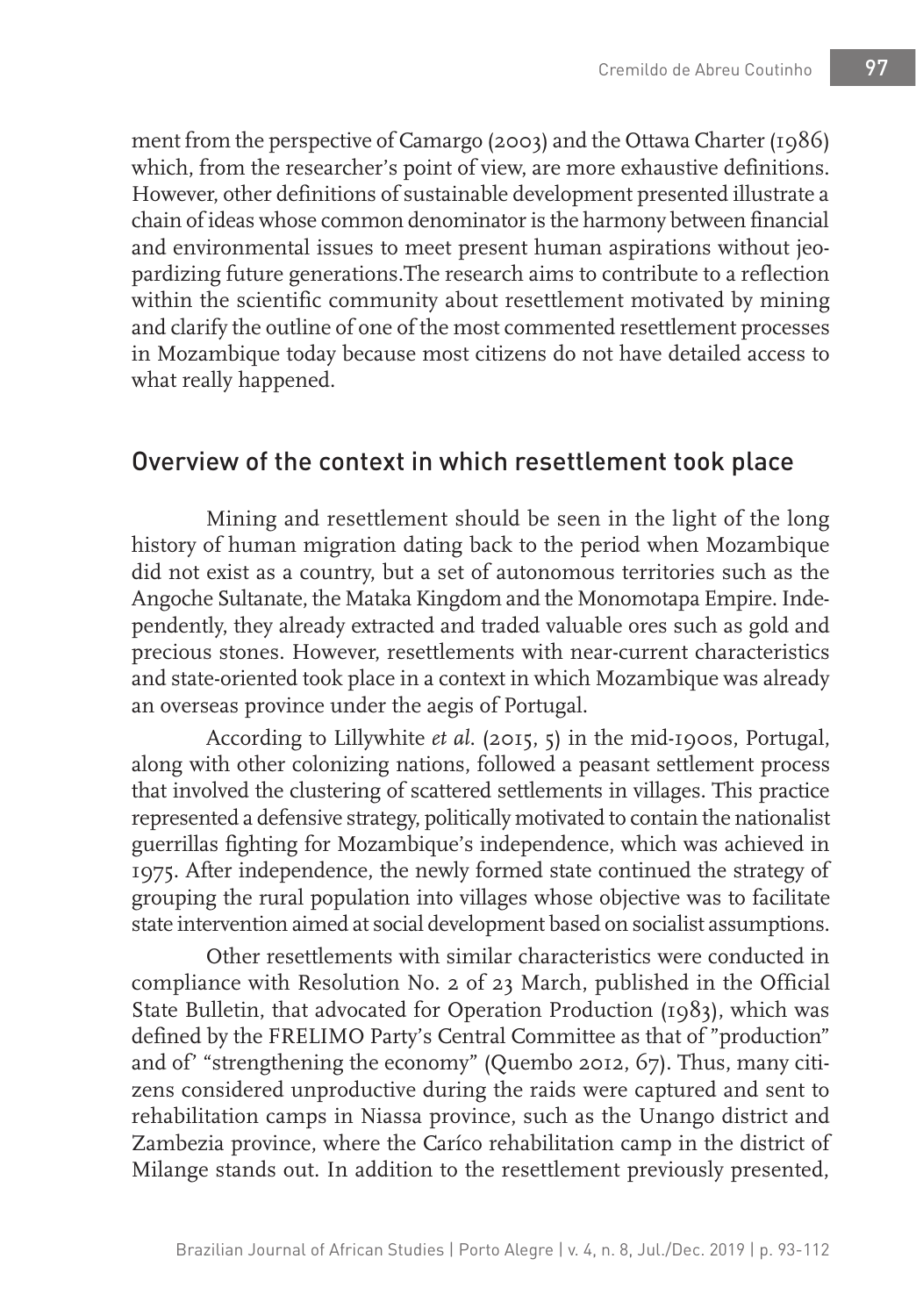ment from the perspective of Camargo (2003) and the Ottawa Charter (1986) which, from the researcher's point of view, are more exhaustive definitions. However, other definitions of sustainable development presented illustrate a chain of ideas whose common denominator is the harmony between financial and environmental issues to meet present human aspirations without jeopardizing future generations.The research aims to contribute to a reflection within the scientific community about resettlement motivated by mining and clarify the outline of one of the most commented resettlement processes in Mozambique today because most citizens do not have detailed access to what really happened.

## Overview of the context in which resettlement took place

Mining and resettlement should be seen in the light of the long history of human migration dating back to the period when Mozambique did not exist as a country, but a set of autonomous territories such as the Angoche Sultanate, the Mataka Kingdom and the Monomotapa Empire. Independently, they already extracted and traded valuable ores such as gold and precious stones. However, resettlements with near-current characteristics and state-oriented took place in a context in which Mozambique was already an overseas province under the aegis of Portugal.

According to Lillywhite *et al*. (2015, 5) in the mid-1900s, Portugal, along with other colonizing nations, followed a peasant settlement process that involved the clustering of scattered settlements in villages. This practice represented a defensive strategy, politically motivated to contain the nationalist guerrillas fighting for Mozambique's independence, which was achieved in 1975. After independence, the newly formed state continued the strategy of grouping the rural population into villages whose objective was to facilitate state intervention aimed at social development based on socialist assumptions.

Other resettlements with similar characteristics were conducted in compliance with Resolution No. 2 of 23 March, published in the Official State Bulletin, that advocated for Operation Production (1983), which was defined by the FRELIMO Party's Central Committee as that of "production" and of' "strengthening the economy" (Quembo 2012, 67). Thus, many citizens considered unproductive during the raids were captured and sent to rehabilitation camps in Niassa province, such as the Unango district and Zambezia province, where the Caríco rehabilitation camp in the district of Milange stands out. In addition to the resettlement previously presented,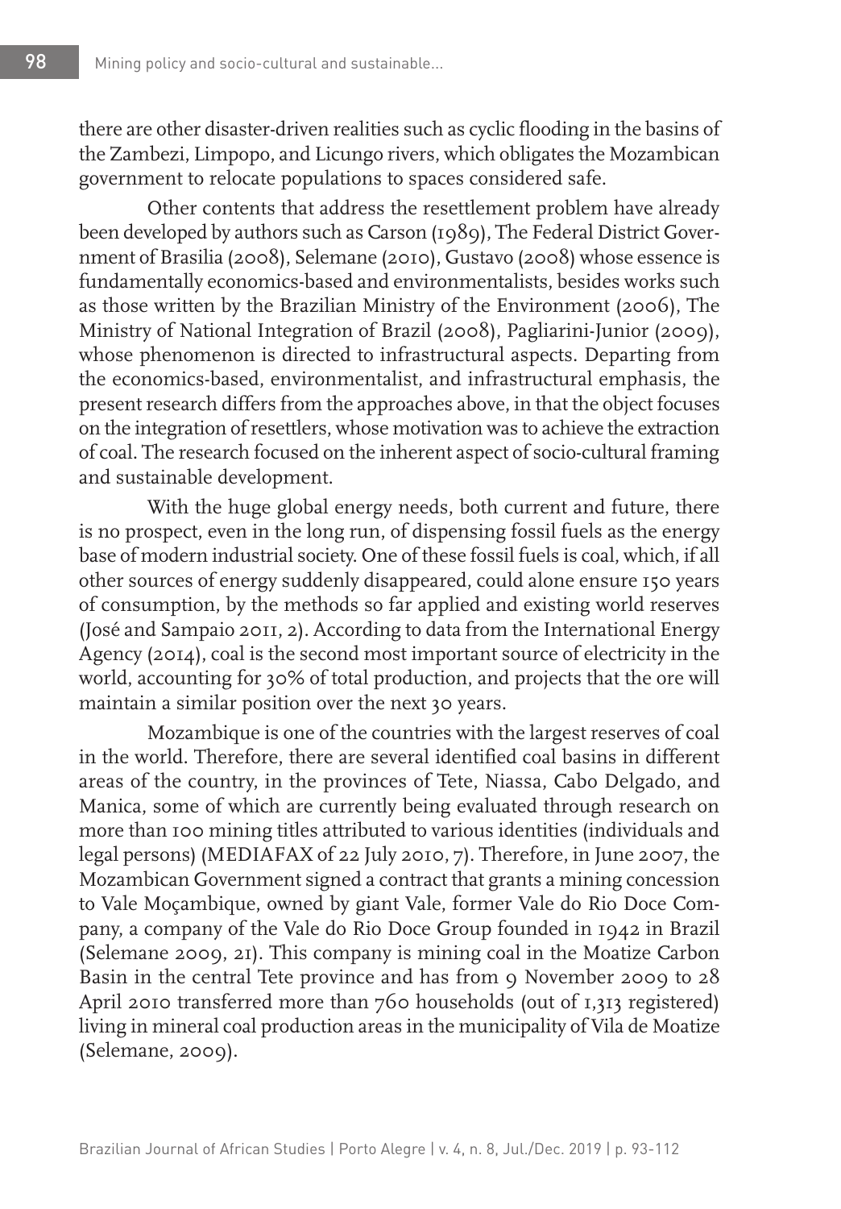there are other disaster-driven realities such as cyclic flooding in the basins of the Zambezi, Limpopo, and Licungo rivers, which obligates the Mozambican government to relocate populations to spaces considered safe.

Other contents that address the resettlement problem have already been developed by authors such as Carson (1989), The Federal District Government of Brasilia (2008), Selemane (2010), Gustavo (2008) whose essence is fundamentally economics-based and environmentalists, besides works such as those written by the Brazilian Ministry of the Environment (2006), The Ministry of National Integration of Brazil (2008), Pagliarini-Junior (2009), whose phenomenon is directed to infrastructural aspects. Departing from the economics-based, environmentalist, and infrastructural emphasis, the present research differs from the approaches above, in that the object focuses on the integration of resettlers, whose motivation was to achieve the extraction of coal. The research focused on the inherent aspect of socio-cultural framing and sustainable development.

With the huge global energy needs, both current and future, there is no prospect, even in the long run, of dispensing fossil fuels as the energy base of modern industrial society. One of these fossil fuels is coal, which, if all other sources of energy suddenly disappeared, could alone ensure 150 years of consumption, by the methods so far applied and existing world reserves (José and Sampaio 2011, 2). According to data from the International Energy Agency (2014), coal is the second most important source of electricity in the world, accounting for 30% of total production, and projects that the ore will maintain a similar position over the next 30 years.

Mozambique is one of the countries with the largest reserves of coal in the world. Therefore, there are several identified coal basins in different areas of the country, in the provinces of Tete, Niassa, Cabo Delgado, and Manica, some of which are currently being evaluated through research on more than 100 mining titles attributed to various identities (individuals and legal persons) (MEDIAFAX of 22 July 2010, 7). Therefore, in June 2007, the Mozambican Government signed a contract that grants a mining concession to Vale Moçambique, owned by giant Vale, former Vale do Rio Doce Company, a company of the Vale do Rio Doce Group founded in 1942 in Brazil (Selemane 2009, 21). This company is mining coal in the Moatize Carbon Basin in the central Tete province and has from 9 November 2009 to 28 April 2010 transferred more than 760 households (out of 1,313 registered) living in mineral coal production areas in the municipality of Vila de Moatize (Selemane, 2009).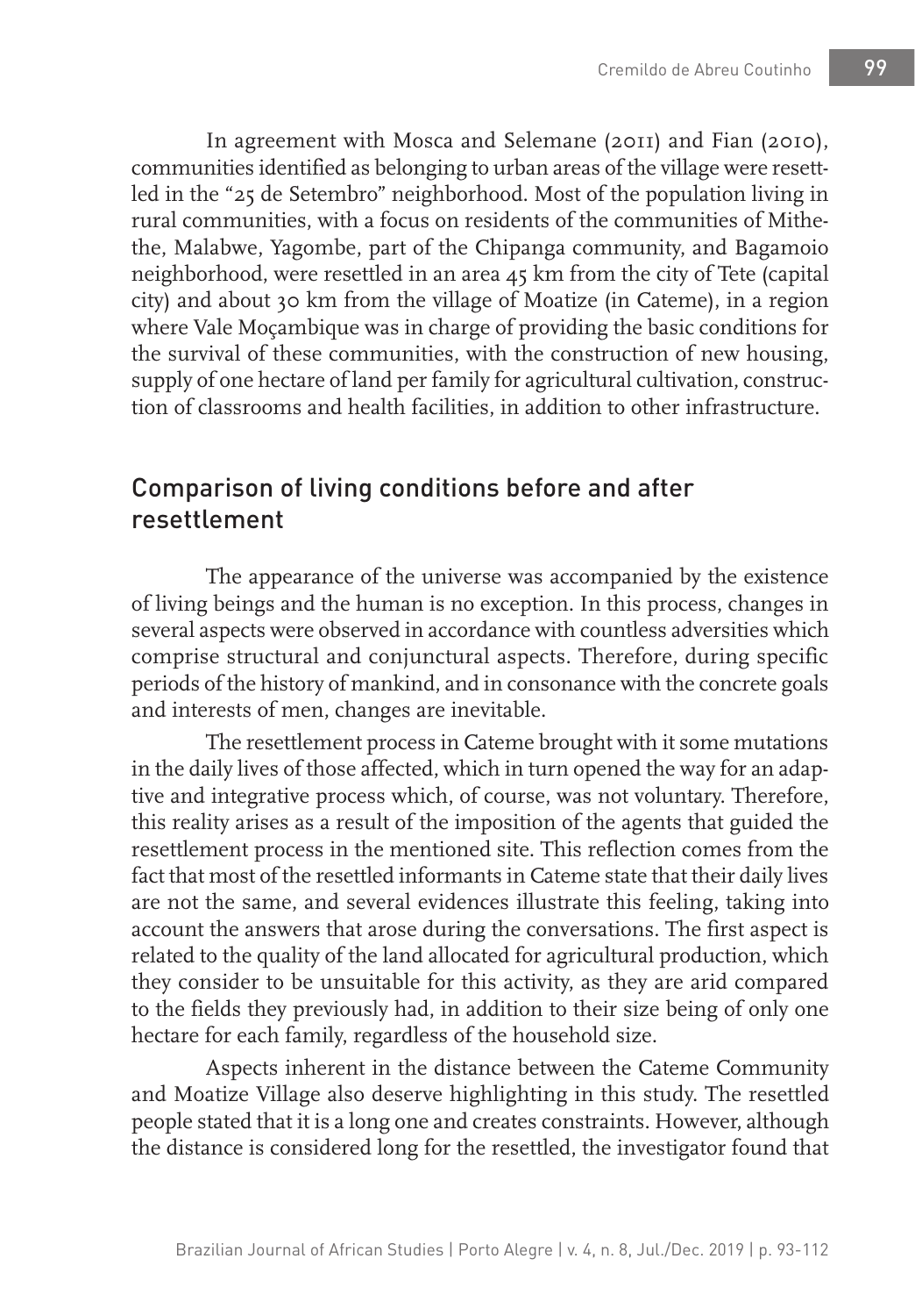In agreement with Mosca and Selemane (2011) and Fian (2010), communities identified as belonging to urban areas of the village were resettled in the "25 de Setembro" neighborhood. Most of the population living in rural communities, with a focus on residents of the communities of Mithethe, Malabwe, Yagombe, part of the Chipanga community, and Bagamoio neighborhood, were resettled in an area 45 km from the city of Tete (capital city) and about 30 km from the village of Moatize (in Cateme), in a region where Vale Moçambique was in charge of providing the basic conditions for the survival of these communities, with the construction of new housing, supply of one hectare of land per family for agricultural cultivation, construction of classrooms and health facilities, in addition to other infrastructure.

## Comparison of living conditions before and after resettlement

The appearance of the universe was accompanied by the existence of living beings and the human is no exception. In this process, changes in several aspects were observed in accordance with countless adversities which comprise structural and conjunctural aspects. Therefore, during specific periods of the history of mankind, and in consonance with the concrete goals and interests of men, changes are inevitable.

The resettlement process in Cateme brought with it some mutations in the daily lives of those affected, which in turn opened the way for an adaptive and integrative process which, of course, was not voluntary. Therefore, this reality arises as a result of the imposition of the agents that guided the resettlement process in the mentioned site. This reflection comes from the fact that most of the resettled informants in Cateme state that their daily lives are not the same, and several evidences illustrate this feeling, taking into account the answers that arose during the conversations. The first aspect is related to the quality of the land allocated for agricultural production, which they consider to be unsuitable for this activity, as they are arid compared to the fields they previously had, in addition to their size being of only one hectare for each family, regardless of the household size.

Aspects inherent in the distance between the Cateme Community and Moatize Village also deserve highlighting in this study. The resettled people stated that it is a long one and creates constraints. However, although the distance is considered long for the resettled, the investigator found that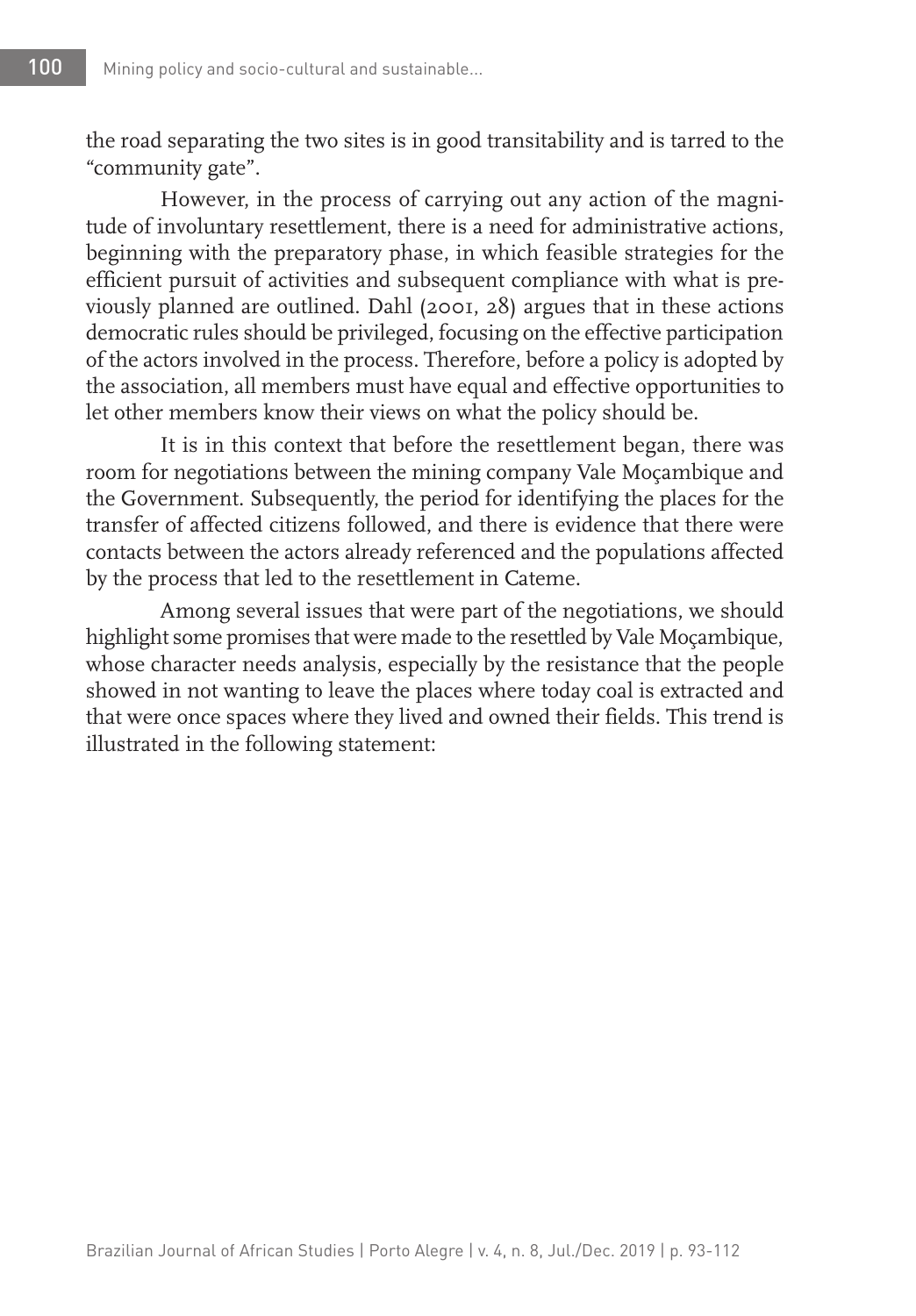the road separating the two sites is in good transitability and is tarred to the "community gate".

However, in the process of carrying out any action of the magnitude of involuntary resettlement, there is a need for administrative actions, beginning with the preparatory phase, in which feasible strategies for the efficient pursuit of activities and subsequent compliance with what is previously planned are outlined. Dahl (2001, 28) argues that in these actions democratic rules should be privileged, focusing on the effective participation of the actors involved in the process. Therefore, before a policy is adopted by the association, all members must have equal and effective opportunities to let other members know their views on what the policy should be.

It is in this context that before the resettlement began, there was room for negotiations between the mining company Vale Moçambique and the Government. Subsequently, the period for identifying the places for the transfer of affected citizens followed, and there is evidence that there were contacts between the actors already referenced and the populations affected by the process that led to the resettlement in Cateme.

Among several issues that were part of the negotiations, we should highlight some promises that were made to the resettled by Vale Moçambique, whose character needs analysis, especially by the resistance that the people showed in not wanting to leave the places where today coal is extracted and that were once spaces where they lived and owned their fields. This trend is illustrated in the following statement: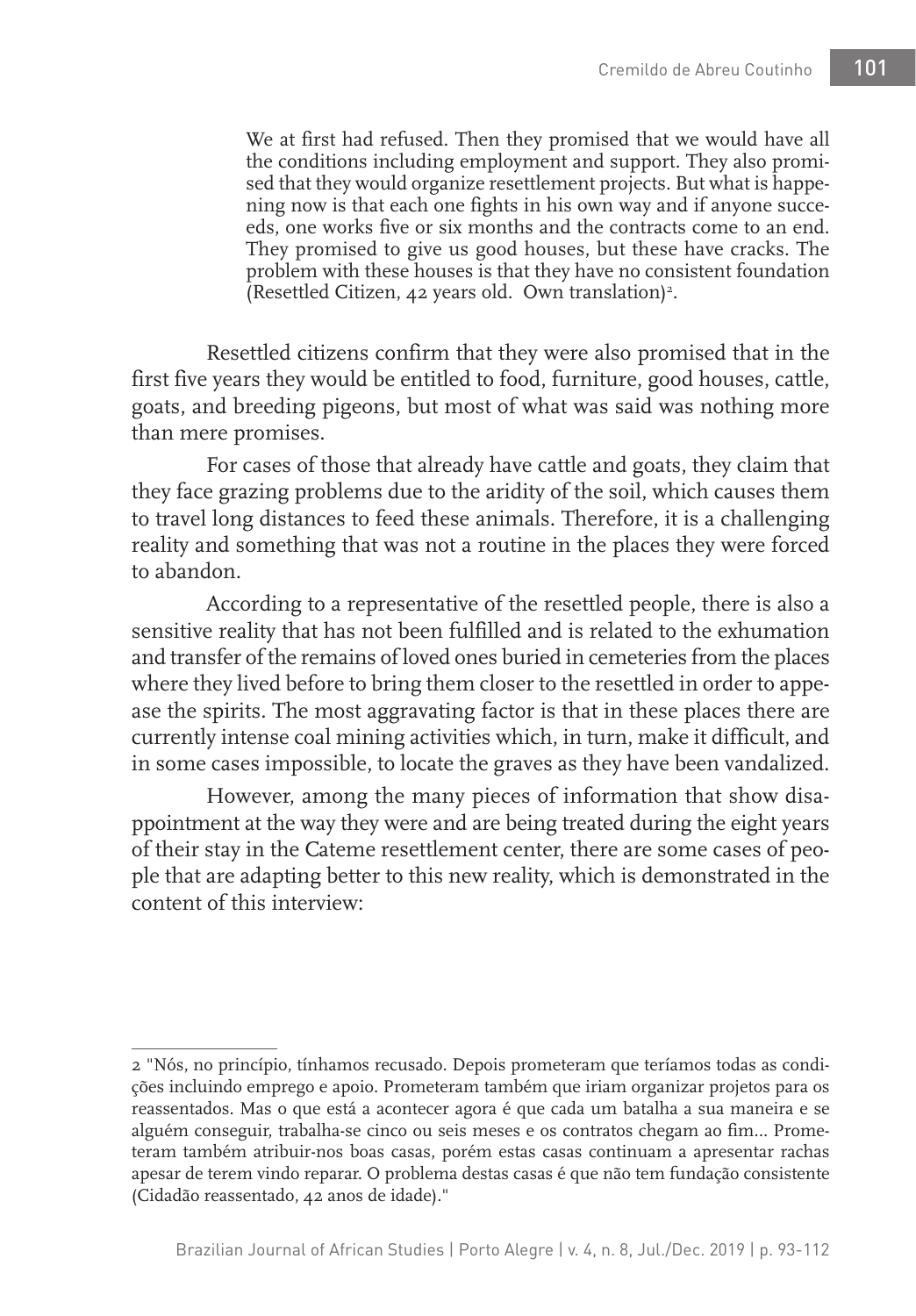> We at first had refused. Then they promised that we would have all the conditions including employment and support. They also promised that they would organize resettlement projects. But what is happening now is that each one fights in his own way and if anyone succeeds, one works five or six months and the contracts come to an end. They promised to give us good houses, but these have cracks. The problem with these houses is that they have no consistent foundation (Resettled Citizen, 42 years old. Own translation)[2].

Resettled citizens confirm that they were also promised that in the first five years they would be entitled to food, furniture, good houses, cattle, goats, and breeding pigeons, but most of what was said was nothing more than mere promises.

For cases of those that already have cattle and goats, they claim that they face grazing problems due to the aridity of the soil, which causes them to travel long distances to feed these animals. Therefore, it is a challenging reality and something that was not a routine in the places they were forced to abandon.

According to a representative of the resettled people, there is also a sensitive reality that has not been fulfilled and is related to the exhumation and transfer of the remains of loved ones buried in cemeteries from the places where they lived before to bring them closer to the resettled in order to appease the spirits. The most aggravating factor is that in these places there are currently intense coal mining activities which, in turn, make it difficult, and in some cases impossible, to locate the graves as they have been vandalized.

However, among the many pieces of information that show disappointment at the way they were and are being treated during the eight years of their stay in the Cateme resettlement center, there are some cases of people that are adapting better to this new reality, which is demonstrated in the content of this interview:

---

2 "Nós, no princípio, tínhamos recusado. Depois prometeram que teríamos todas as condições incluindo emprego e apoio. Prometeram também que iriam organizar projetos para os reassentados. Mas o que está a acontecer agora é que cada um batalha a sua maneira e se alguém conseguir, trabalha-se cinco ou seis meses e os contratos chegam ao fim... Prometeram também atribuir-nos boas casas, porém estas casas continuam a apresentar rachas apesar de terem vindo reparar. O problema destas casas é que não tem fundação consistente (Cidadão reassentado, 42 anos de idade)."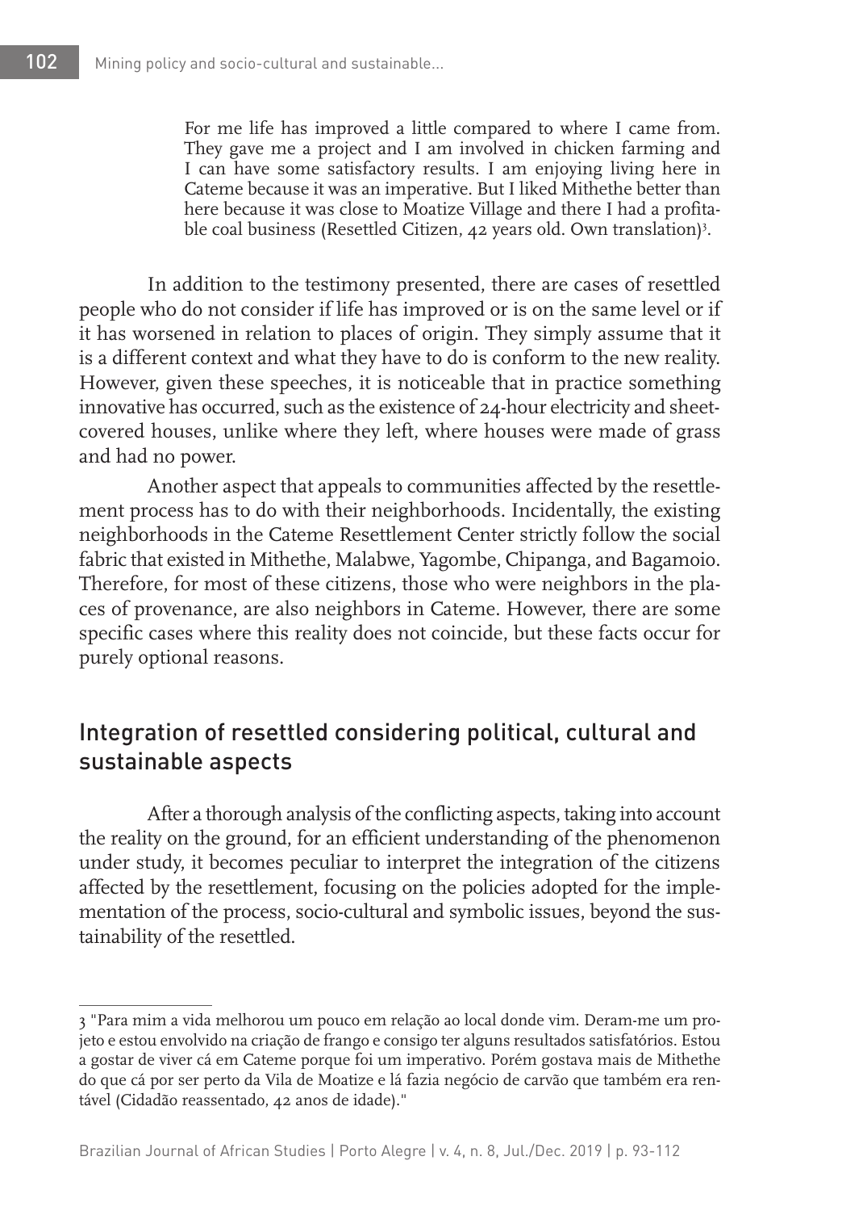> For me life has improved a little compared to where I came from. They gave me a project and I am involved in chicken farming and I can have some satisfactory results. I am enjoying living here in Cateme because it was an imperative. But I liked Mithethe better than here because it was close to Moatize Village and there I had a profitable coal business (Resettled Citizen, 42 years old. Own translation)[3].

In addition to the testimony presented, there are cases of resettled people who do not consider if life has improved or is on the same level or if it has worsened in relation to places of origin. They simply assume that it is a different context and what they have to do is conform to the new reality. However, given these speeches, it is noticeable that in practice something innovative has occurred, such as the existence of 24-hour electricity and sheet-covered houses, unlike where they left, where houses were made of grass and had no power.

Another aspect that appeals to communities affected by the resettlement process has to do with their neighborhoods. Incidentally, the existing neighborhoods in the Cateme Resettlement Center strictly follow the social fabric that existed in Mithethe, Malabwe, Yagombe, Chipanga, and Bagamoio. Therefore, for most of these citizens, those who were neighbors in the places of provenance, are also neighbors in Cateme. However, there are some specific cases where this reality does not coincide, but these facts occur for purely optional reasons.

## Integration of resettled considering political, cultural and sustainable aspects

After a thorough analysis of the conflicting aspects, taking into account the reality on the ground, for an efficient understanding of the phenomenon under study, it becomes peculiar to interpret the integration of the citizens affected by the resettlement, focusing on the policies adopted for the implementation of the process, socio-cultural and symbolic issues, beyond the sustainability of the resettled.

---

3 "Para mim a vida melhorou um pouco em relação ao local donde vim. Deram-me um projeto e estou envolvido na criação de frango e consigo ter alguns resultados satisfatórios. Estou a gostar de viver cá em Cateme porque foi um imperativo. Porém gostava mais de Mithethe do que cá por ser perto da Vila de Moatize e lá fazia negócio de carvão que também era rentável (Cidadão reassentado, 42 anos de idade)."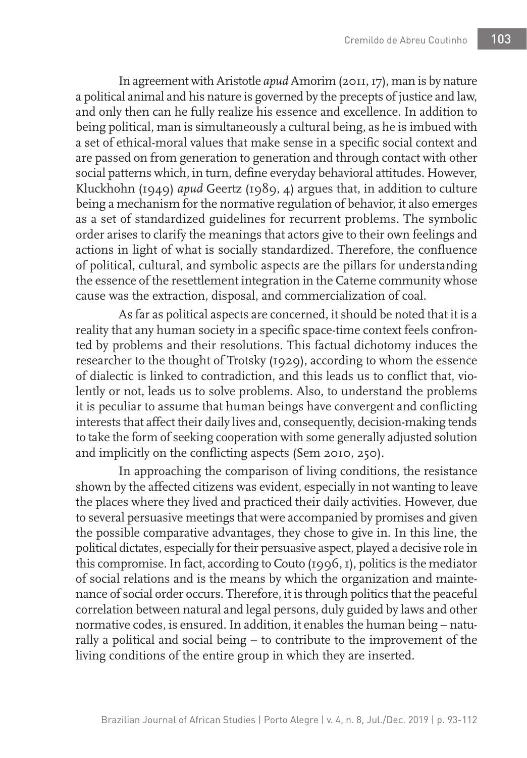In agreement with Aristotle *apud* Amorim (2011, 17), man is by nature a political animal and his nature is governed by the precepts of justice and law, and only then can he fully realize his essence and excellence. In addition to being political, man is simultaneously a cultural being, as he is imbued with a set of ethical-moral values that make sense in a specific social context and are passed on from generation to generation and through contact with other social patterns which, in turn, define everyday behavioral attitudes. However, Kluckhohn (1949) *apud* Geertz (1989, 4) argues that, in addition to culture being a mechanism for the normative regulation of behavior, it also emerges as a set of standardized guidelines for recurrent problems. The symbolic order arises to clarify the meanings that actors give to their own feelings and actions in light of what is socially standardized. Therefore, the confluence of political, cultural, and symbolic aspects are the pillars for understanding the essence of the resettlement integration in the Cateme community whose cause was the extraction, disposal, and commercialization of coal.

As far as political aspects are concerned, it should be noted that it is a reality that any human society in a specific space-time context feels confronted by problems and their resolutions. This factual dichotomy induces the researcher to the thought of Trotsky (1929), according to whom the essence of dialectic is linked to contradiction, and this leads us to conflict that, violently or not, leads us to solve problems. Also, to understand the problems it is peculiar to assume that human beings have convergent and conflicting interests that affect their daily lives and, consequently, decision-making tends to take the form of seeking cooperation with some generally adjusted solution and implicitly on the conflicting aspects (Sem 2010, 250).

In approaching the comparison of living conditions, the resistance shown by the affected citizens was evident, especially in not wanting to leave the places where they lived and practiced their daily activities. However, due to several persuasive meetings that were accompanied by promises and given the possible comparative advantages, they chose to give in. In this line, the political dictates, especially for their persuasive aspect, played a decisive role in this compromise. In fact, according to Couto (1996, 1), politics is the mediator of social relations and is the means by which the organization and maintenance of social order occurs. Therefore, it is through politics that the peaceful correlation between natural and legal persons, duly guided by laws and other normative codes, is ensured. In addition, it enables the human being – naturally a political and social being – to contribute to the improvement of the living conditions of the entire group in which they are inserted.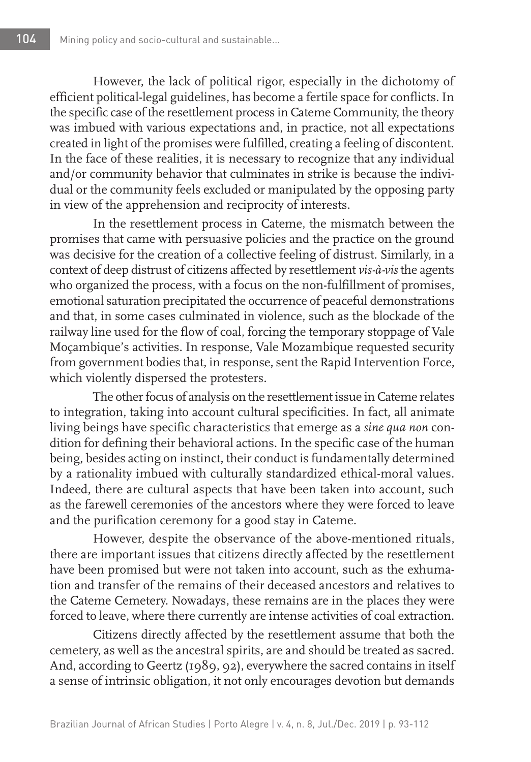However, the lack of political rigor, especially in the dichotomy of efficient political-legal guidelines, has become a fertile space for conflicts. In the specific case of the resettlement process in Cateme Community, the theory was imbued with various expectations and, in practice, not all expectations created in light of the promises were fulfilled, creating a feeling of discontent. In the face of these realities, it is necessary to recognize that any individual and/or community behavior that culminates in strike is because the individual or the community feels excluded or manipulated by the opposing party in view of the apprehension and reciprocity of interests.

In the resettlement process in Cateme, the mismatch between the promises that came with persuasive policies and the practice on the ground was decisive for the creation of a collective feeling of distrust. Similarly, in a context of deep distrust of citizens affected by resettlement *vis-à-vis* the agents who organized the process, with a focus on the non-fulfillment of promises, emotional saturation precipitated the occurrence of peaceful demonstrations and that, in some cases culminated in violence, such as the blockade of the railway line used for the flow of coal, forcing the temporary stoppage of Vale Moçambique's activities. In response, Vale Mozambique requested security from government bodies that, in response, sent the Rapid Intervention Force, which violently dispersed the protesters.

The other focus of analysis on the resettlement issue in Cateme relates to integration, taking into account cultural specificities. In fact, all animate living beings have specific characteristics that emerge as a *sine qua non* condition for defining their behavioral actions. In the specific case of the human being, besides acting on instinct, their conduct is fundamentally determined by a rationality imbued with culturally standardized ethical-moral values. Indeed, there are cultural aspects that have been taken into account, such as the farewell ceremonies of the ancestors where they were forced to leave and the purification ceremony for a good stay in Cateme.

However, despite the observance of the above-mentioned rituals, there are important issues that citizens directly affected by the resettlement have been promised but were not taken into account, such as the exhumation and transfer of the remains of their deceased ancestors and relatives to the Cateme Cemetery. Nowadays, these remains are in the places they were forced to leave, where there currently are intense activities of coal extraction.

Citizens directly affected by the resettlement assume that both the cemetery, as well as the ancestral spirits, are and should be treated as sacred. And, according to Geertz (1989, 92), everywhere the sacred contains in itself a sense of intrinsic obligation, it not only encourages devotion but demands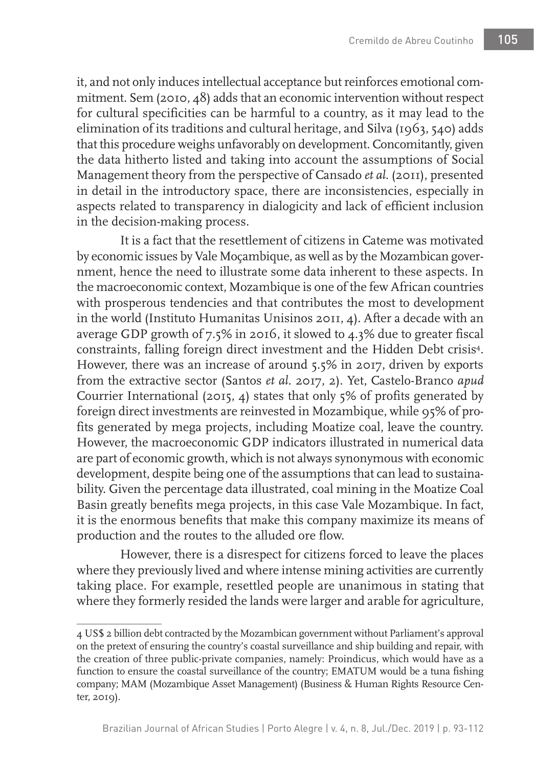it, and not only induces intellectual acceptance but reinforces emotional commitment. Sem (2010, 48) adds that an economic intervention without respect for cultural specificities can be harmful to a country, as it may lead to the elimination of its traditions and cultural heritage, and Silva (1963, 540) adds that this procedure weighs unfavorably on development. Concomitantly, given the data hitherto listed and taking into account the assumptions of Social Management theory from the perspective of Cansado *et al.* (2011), presented in detail in the introductory space, there are inconsistencies, especially in aspects related to transparency in dialogicity and lack of efficient inclusion in the decision-making process.

It is a fact that the resettlement of citizens in Cateme was motivated by economic issues by Vale Moçambique, as well as by the Mozambican government, hence the need to illustrate some data inherent to these aspects. In the macroeconomic context, Mozambique is one of the few African countries with prosperous tendencies and that contributes the most to development in the world (Instituto Humanitas Unisinos 2011, 4). After a decade with an average GDP growth of 7.5% in 2016, it slowed to 4.3% due to greater fiscal constraints, falling foreign direct investment and the Hidden Debt crisis[4]. However, there was an increase of around 5.5% in 2017, driven by exports from the extractive sector (Santos *et al.* 2017, 2). Yet, Castelo-Branco *apud* Courrier International (2015, 4) states that only 5% of profits generated by foreign direct investments are reinvested in Mozambique, while 95% of profits generated by mega projects, including Moatize coal, leave the country. However, the macroeconomic GDP indicators illustrated in numerical data are part of economic growth, which is not always synonymous with economic development, despite being one of the assumptions that can lead to sustainability. Given the percentage data illustrated, coal mining in the Moatize Coal Basin greatly benefits mega projects, in this case Vale Mozambique. In fact, it is the enormous benefits that make this company maximize its means of production and the routes to the alluded ore flow.

However, there is a disrespect for citizens forced to leave the places where they previously lived and where intense mining activities are currently taking place. For example, resettled people are unanimous in stating that where they formerly resided the lands were larger and arable for agriculture,

---

4 US$ 2 billion debt contracted by the Mozambican government without Parliament's approval on the pretext of ensuring the country's coastal surveillance and ship building and repair, with the creation of three public-private companies, namely: Proindicus, which would have as a function to ensure the coastal surveillance of the country; EMATUM would be a tuna fishing company; MAM (Mozambique Asset Management) (Business & Human Rights Resource Center, 2019).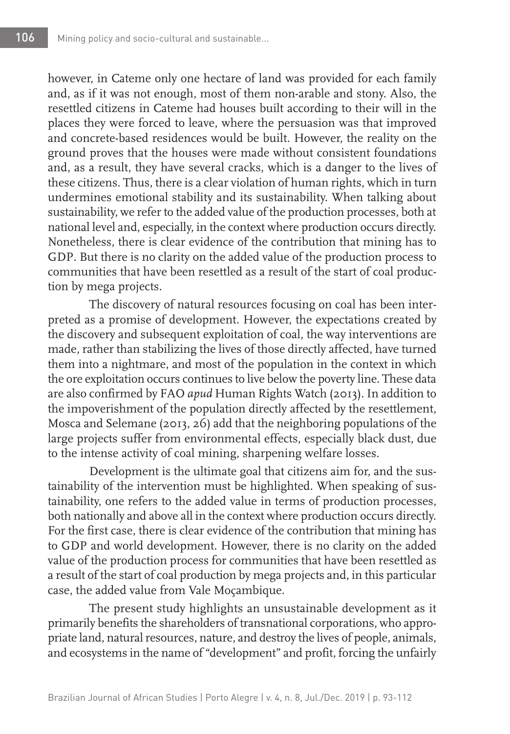however, in Cateme only one hectare of land was provided for each family and, as if it was not enough, most of them non-arable and stony. Also, the resettled citizens in Cateme had houses built according to their will in the places they were forced to leave, where the persuasion was that improved and concrete-based residences would be built. However, the reality on the ground proves that the houses were made without consistent foundations and, as a result, they have several cracks, which is a danger to the lives of these citizens. Thus, there is a clear violation of human rights, which in turn undermines emotional stability and its sustainability. When talking about sustainability, we refer to the added value of the production processes, both at national level and, especially, in the context where production occurs directly. Nonetheless, there is clear evidence of the contribution that mining has to GDP. But there is no clarity on the added value of the production process to communities that have been resettled as a result of the start of coal production by mega projects.

The discovery of natural resources focusing on coal has been interpreted as a promise of development. However, the expectations created by the discovery and subsequent exploitation of coal, the way interventions are made, rather than stabilizing the lives of those directly affected, have turned them into a nightmare, and most of the population in the context in which the ore exploitation occurs continues to live below the poverty line. These data are also confirmed by FAO *apud* Human Rights Watch (2013). In addition to the impoverishment of the population directly affected by the resettlement, Mosca and Selemane (2013, 26) add that the neighboring populations of the large projects suffer from environmental effects, especially black dust, due to the intense activity of coal mining, sharpening welfare losses.

Development is the ultimate goal that citizens aim for, and the sustainability of the intervention must be highlighted. When speaking of sustainability, one refers to the added value in terms of production processes, both nationally and above all in the context where production occurs directly. For the first case, there is clear evidence of the contribution that mining has to GDP and world development. However, there is no clarity on the added value of the production process for communities that have been resettled as a result of the start of coal production by mega projects and, in this particular case, the added value from Vale Moçambique.

The present study highlights an unsustainable development as it primarily benefits the shareholders of transnational corporations, who appropriate land, natural resources, nature, and destroy the lives of people, animals, and ecosystems in the name of "development" and profit, forcing the unfairly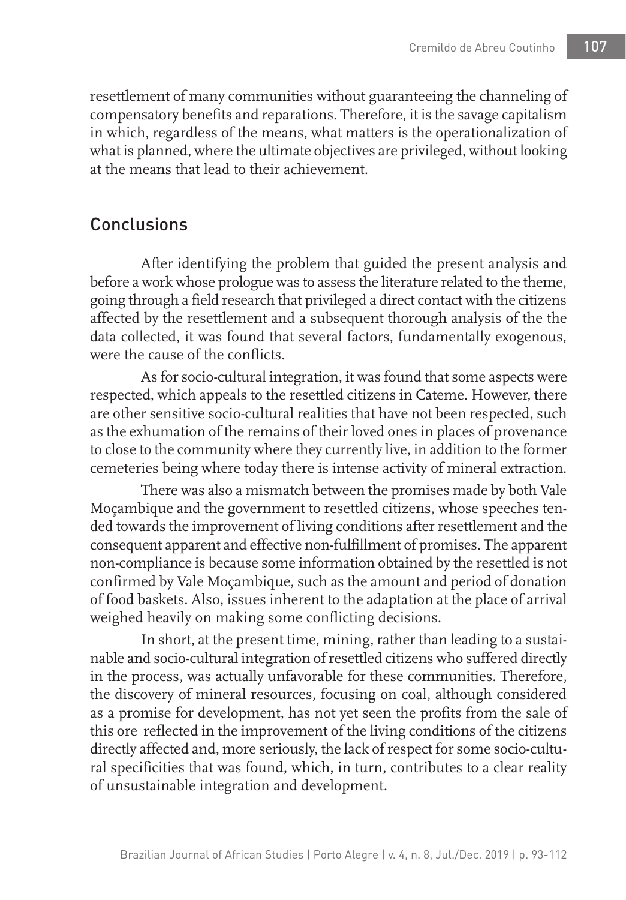resettlement of many communities without guaranteeing the channeling of compensatory benefits and reparations. Therefore, it is the savage capitalism in which, regardless of the means, what matters is the operationalization of what is planned, where the ultimate objectives are privileged, without looking at the means that lead to their achievement.

## Conclusions

After identifying the problem that guided the present analysis and before a work whose prologue was to assess the literature related to the theme, going through a field research that privileged a direct contact with the citizens affected by the resettlement and a subsequent thorough analysis of the the data collected, it was found that several factors, fundamentally exogenous, were the cause of the conflicts.

As for socio-cultural integration, it was found that some aspects were respected, which appeals to the resettled citizens in Cateme. However, there are other sensitive socio-cultural realities that have not been respected, such as the exhumation of the remains of their loved ones in places of provenance to close to the community where they currently live, in addition to the former cemeteries being where today there is intense activity of mineral extraction.

There was also a mismatch between the promises made by both Vale Moçambique and the government to resettled citizens, whose speeches tended towards the improvement of living conditions after resettlement and the consequent apparent and effective non-fulfillment of promises. The apparent non-compliance is because some information obtained by the resettled is not confirmed by Vale Moçambique, such as the amount and period of donation of food baskets. Also, issues inherent to the adaptation at the place of arrival weighed heavily on making some conflicting decisions.

In short, at the present time, mining, rather than leading to a sustainable and socio-cultural integration of resettled citizens who suffered directly in the process, was actually unfavorable for these communities. Therefore, the discovery of mineral resources, focusing on coal, although considered as a promise for development, has not yet seen the profits from the sale of this ore reflected in the improvement of the living conditions of the citizens directly affected and, more seriously, the lack of respect for some socio-cultural specificities that was found, which, in turn, contributes to a clear reality of unsustainable integration and development.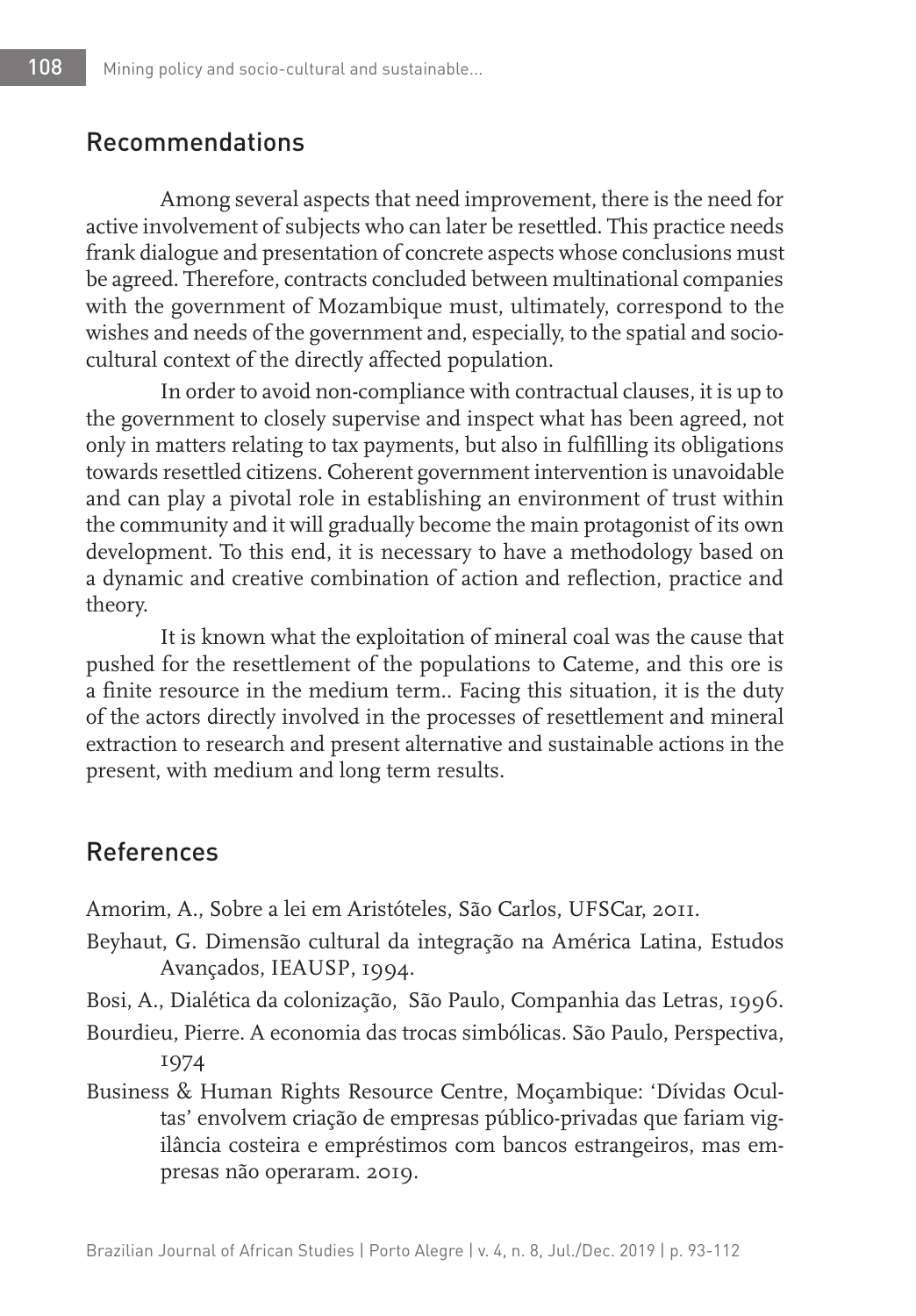## Recommendations

Among several aspects that need improvement, there is the need for active involvement of subjects who can later be resettled. This practice needs frank dialogue and presentation of concrete aspects whose conclusions must be agreed. Therefore, contracts concluded between multinational companies with the government of Mozambique must, ultimately, correspond to the wishes and needs of the government and, especially, to the spatial and socio-cultural context of the directly affected population.

In order to avoid non-compliance with contractual clauses, it is up to the government to closely supervise and inspect what has been agreed, not only in matters relating to tax payments, but also in fulfilling its obligations towards resettled citizens. Coherent government intervention is unavoidable and can play a pivotal role in establishing an environment of trust within the community and it will gradually become the main protagonist of its own development. To this end, it is necessary to have a methodology based on a dynamic and creative combination of action and reflection, practice and theory.

It is known what the exploitation of mineral coal was the cause that pushed for the resettlement of the populations to Cateme, and this ore is a finite resource in the medium term.. Facing this situation, it is the duty of the actors directly involved in the processes of resettlement and mineral extraction to research and present alternative and sustainable actions in the present, with medium and long term results.

## References

Amorim, A., Sobre a lei em Aristóteles, São Carlos, UFSCar, 2011.

Beyhaut, G. Dimensão cultural da integração na América Latina, Estudos Avançados, IEAUSP, 1994.

Bosi, A., Dialética da colonização, São Paulo, Companhia das Letras, 1996.

Bourdieu, Pierre. A economia das trocas simbólicas. São Paulo, Perspectiva, 1974

Business & Human Rights Resource Centre, Moçambique: 'Dívidas Ocultas' envolvem criação de empresas público-privadas que fariam vigilância costeira e empréstimos com bancos estrangeiros, mas empresas não operaram. 2019.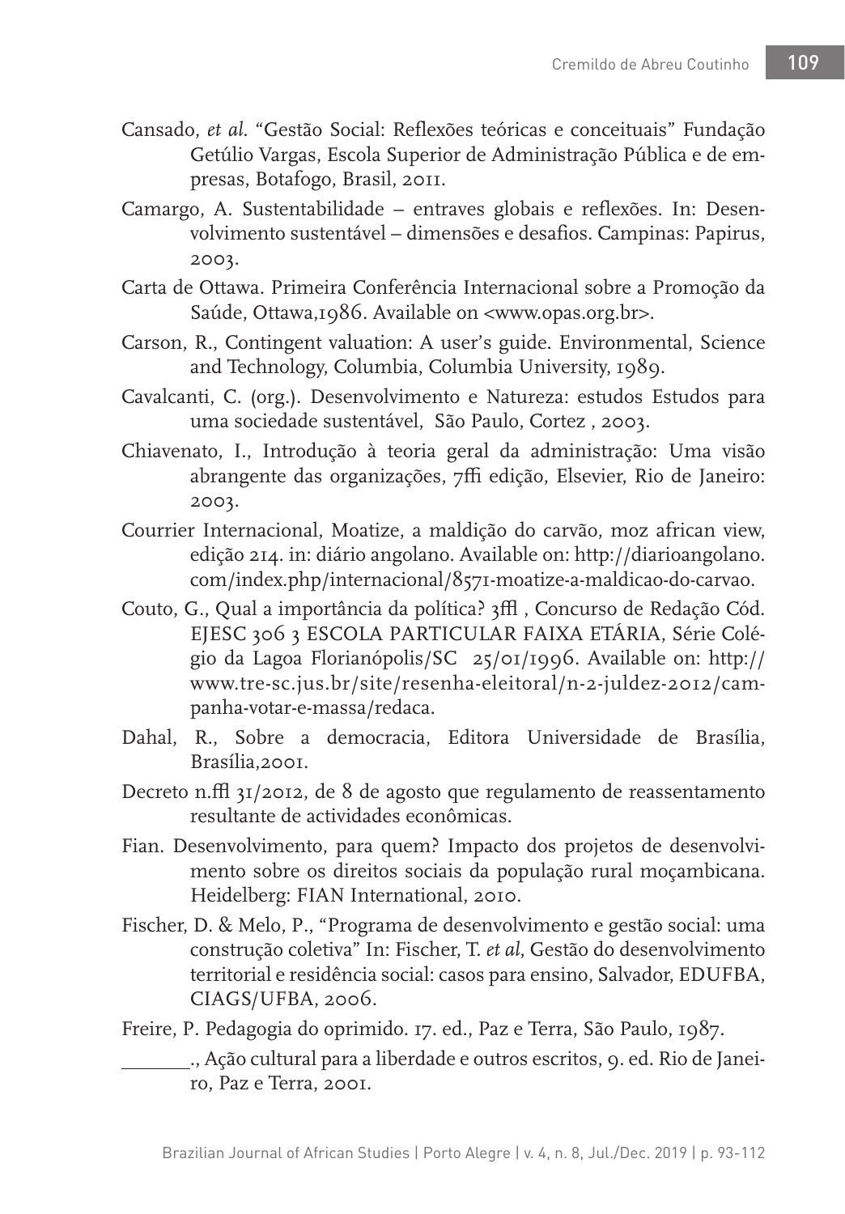Cansado, *et al*. "Gestão Social: Reflexões teóricas e conceituais" Fundação Getúlio Vargas, Escola Superior de Administração Pública e de empresas, Botafogo, Brasil, 2011.

Camargo, A. Sustentabilidade – entraves globais e reflexões. In: Desenvolvimento sustentável – dimensões e desafios. Campinas: Papirus, 2003.

Carta de Ottawa. Primeira Conferência Internacional sobre a Promoção da Saúde, Ottawa,1986. Available on <www.opas.org.br>.

Carson, R., Contingent valuation: A user's guide. Environmental, Science and Technology, Columbia, Columbia University, 1989.

Cavalcanti, C. (org.). Desenvolvimento e Natureza: estudos Estudos para uma sociedade sustentável, São Paulo, Cortez , 2003.

Chiavenato, I., Introdução à teoria geral da administração: Uma visão abrangente das organizações, 7ffi edição, Elsevier, Rio de Janeiro: 2003.

Courrier Internacional, Moatize, a maldição do carvão, moz african view, edição 214. in: diário angolano. Available on: http://diarioangolano.com/index.php/internacional/8571-moatize-a-maldicao-do-carvao.

Couto, G., Qual a importância da política? 3ffl , Concurso de Redação Cód. EJESC 306 3 ESCOLA PARTICULAR FAIXA ETÁRIA, Série Colégio da Lagoa Florianópolis/SC 25/01/1996. Available on: http://www.tre-sc.jus.br/site/resenha-eleitoral/n-2-juldez-2012/campanha-votar-e-massa/redaca.

Dahal, R., Sobre a democracia, Editora Universidade de Brasília, Brasília,2001.

Decreto n.ffl 31/2012, de 8 de agosto que regulamento de reassentamento resultante de actividades econômicas.

Fian. Desenvolvimento, para quem? Impacto dos projetos de desenvolvimento sobre os direitos sociais da população rural moçambicana. Heidelberg: FIAN International, 2010.

Fischer, D. & Melo, P., "Programa de desenvolvimento e gestão social: uma construção coletiva" In: Fischer, T. *et al*, Gestão do desenvolvimento territorial e residência social: casos para ensino, Salvador, EDUFBA, CIAGS/UFBA, 2006.

Freire, P. Pedagogia do oprimido. 17. ed., Paz e Terra, São Paulo, 1987.

_______., Ação cultural para a liberdade e outros escritos, 9. ed. Rio de Janeiro, Paz e Terra, 2001.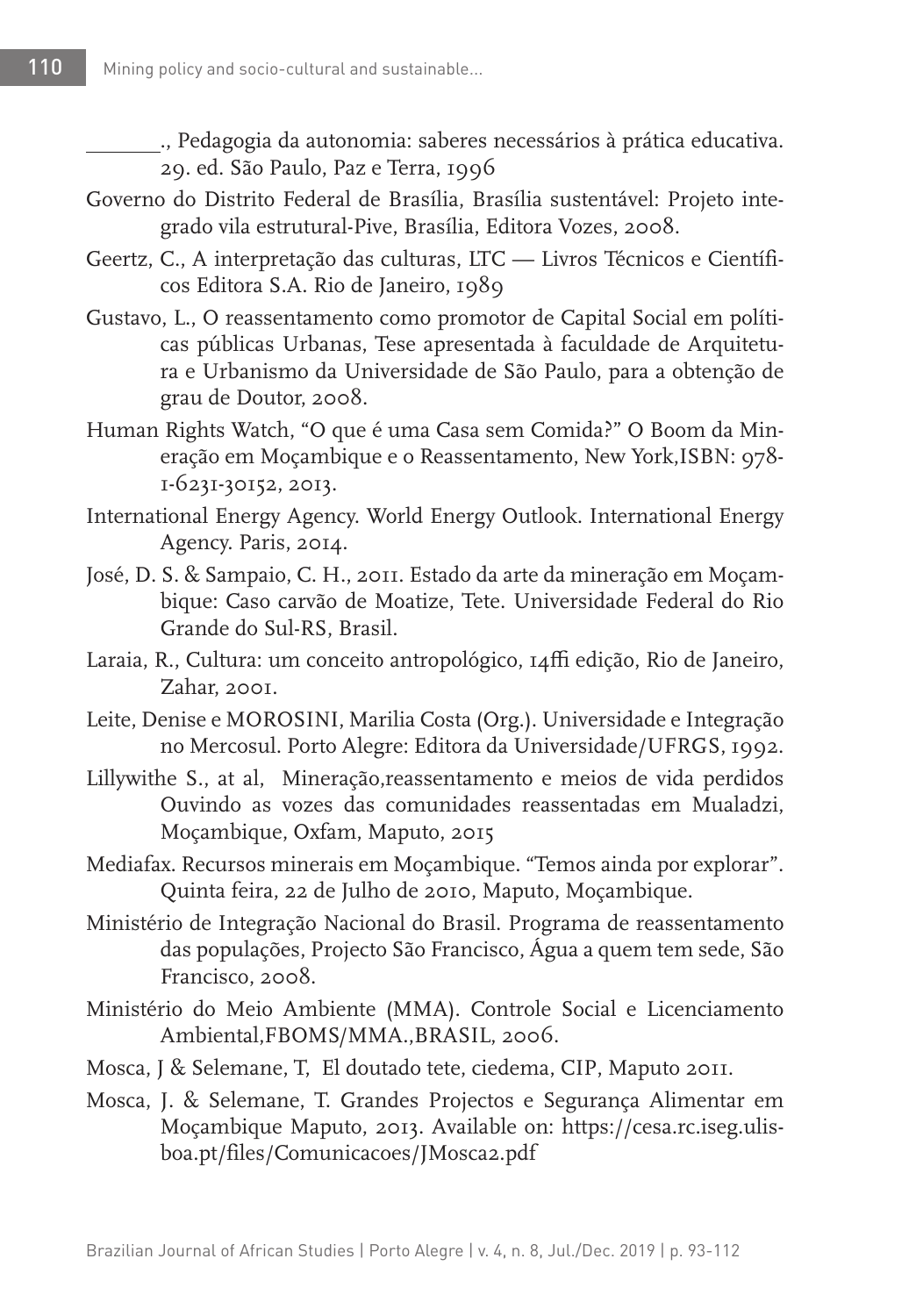_______., Pedagogia da autonomia: saberes necessários à prática educativa. 29. ed. São Paulo, Paz e Terra, 1996

Governo do Distrito Federal de Brasília, Brasília sustentável: Projeto integrado vila estrutural-Pive, Brasília, Editora Vozes, 2008.

Geertz, C., A interpretação das culturas, LTC — Livros Técnicos e Científicos Editora S.A. Rio de Janeiro, 1989

Gustavo, L., O reassentamento como promotor de Capital Social em políticas públicas Urbanas, Tese apresentada à faculdade de Arquitetura e Urbanismo da Universidade de São Paulo, para a obtenção de grau de Doutor, 2008.

Human Rights Watch, "O que é uma Casa sem Comida?" O Boom da Mineração em Moçambique e o Reassentamento, New York,ISBN: 978-1-6231-30152, 2013.

International Energy Agency. World Energy Outlook. International Energy Agency. Paris, 2014.

José, D. S. & Sampaio, C. H., 2011. Estado da arte da mineração em Moçambique: Caso carvão de Moatize, Tete. Universidade Federal do Rio Grande do Sul-RS, Brasil.

Laraia, R., Cultura: um conceito antropológico, 14ffi edição, Rio de Janeiro, Zahar, 2001.

Leite, Denise e MOROSINI, Marilia Costa (Org.). Universidade e Integração no Mercosul. Porto Alegre: Editora da Universidade/UFRGS, 1992.

Lillywithe S., at al, Mineração,reassentamento e meios de vida perdidos Ouvindo as vozes das comunidades reassentadas em Mualadzi, Moçambique, Oxfam, Maputo, 2015

Mediafax. Recursos minerais em Moçambique. "Temos ainda por explorar". Quinta feira, 22 de Julho de 2010, Maputo, Moçambique.

Ministério de Integração Nacional do Brasil. Programa de reassentamento das populações, Projecto São Francisco, Água a quem tem sede, São Francisco, 2008.

Ministério do Meio Ambiente (MMA). Controle Social e Licenciamento Ambiental,FBOMS/MMA.,BRASIL, 2006.

Mosca, J & Selemane, T, El doutado tete, ciedema, CIP, Maputo 2011.

Mosca, J. & Selemane, T. Grandes Projectos e Segurança Alimentar em Moçambique Maputo, 2013. Available on: https://cesa.rc.iseg.ulisboa.pt/files/Comunicacoes/JMosca2.pdf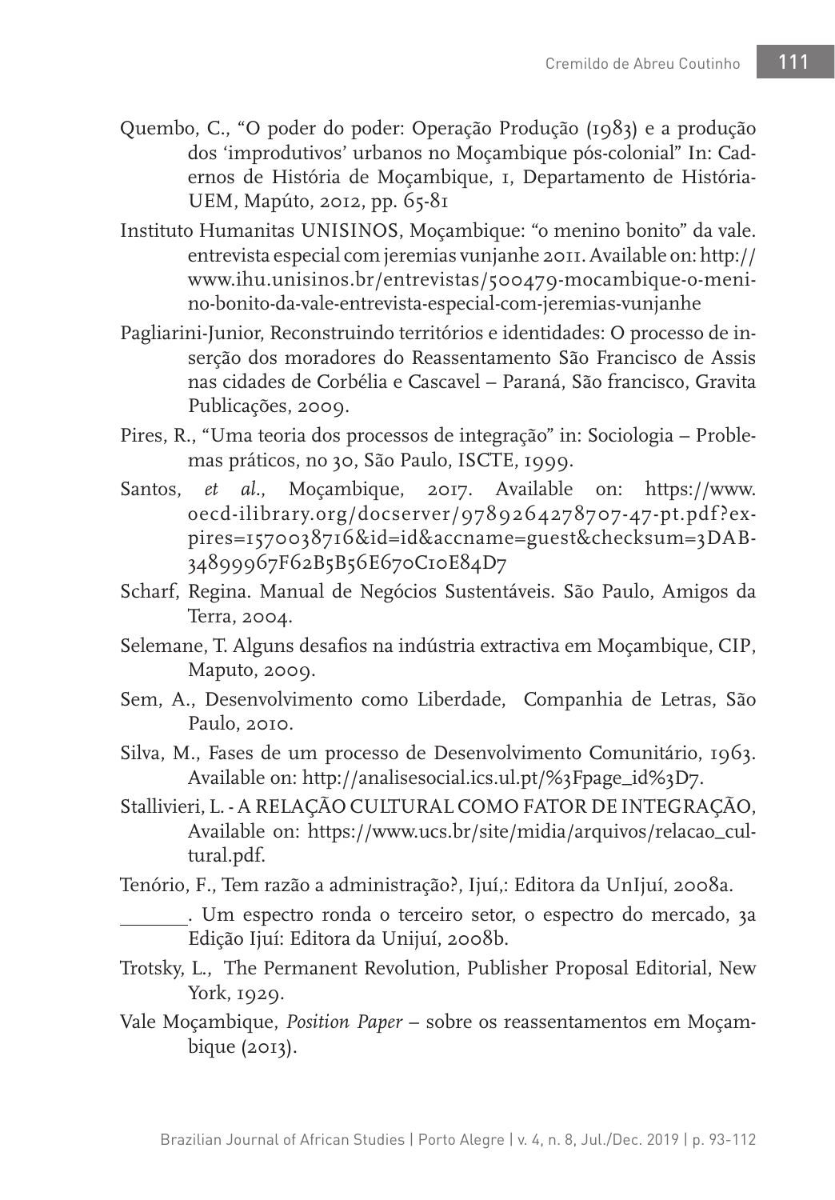Quembo, C., "O poder do poder: Operação Produção (1983) e a produção dos 'improdutivos' urbanos no Moçambique pós-colonial" In: Cadernos de História de Moçambique, 1, Departamento de História-UEM, Mapúto, 2012, pp. 65-81

Instituto Humanitas UNISINOS, Moçambique: "o menino bonito" da vale. entrevista especial com jeremias vunjanhe 2011. Available on: http://www.ihu.unisinos.br/entrevistas/500479-mocambique-o-menino-bonito-da-vale-entrevista-especial-com-jeremias-vunjanhe

Pagliarini-Junior, Reconstruindo territórios e identidades: O processo de inserção dos moradores do Reassentamento São Francisco de Assis nas cidades de Corbélia e Cascavel – Paraná, São francisco, Gravita Publicações, 2009.

Pires, R., "Uma teoria dos processos de integração" in: Sociologia – Problemas práticos, no 30, São Paulo, ISCTE, 1999.

Santos, *et al.*, Moçambique, 2017. Available on: https://www.oecd-ilibrary.org/docserver/9789264278707-47-pt.pdf?expires=1570038716&id=id&accname=guest&checksum=3DAB34899967F62B5B56E670C10E84D7

Scharf, Regina. Manual de Negócios Sustentáveis. São Paulo, Amigos da Terra, 2004.

Selemane, T. Alguns desafios na indústria extractiva em Moçambique, CIP, Maputo, 2009.

Sem, A., Desenvolvimento como Liberdade, Companhia de Letras, São Paulo, 2010.

Silva, M., Fases de um processo de Desenvolvimento Comunitário, 1963. Available on: http://analisesocial.ics.ul.pt/%3Fpage_id%3D7.

Stallivieri, L. - A RELAÇÃO CULTURAL COMO FATOR DE INTEGRAÇÃO, Available on: https://www.ucs.br/site/midia/arquivos/relacao_cultural.pdf.

Tenório, F., Tem razão a administração?, Ijuí,: Editora da UnIjuí, 2008a.

_______. Um espectro ronda o terceiro setor, o espectro do mercado, 3a Edição Ijuí: Editora da Unijuí, 2008b.

Trotsky, L., The Permanent Revolution, Publisher Proposal Editorial, New York, 1929.

Vale Moçambique, *Position Paper* – sobre os reassentamentos em Moçambique (2013).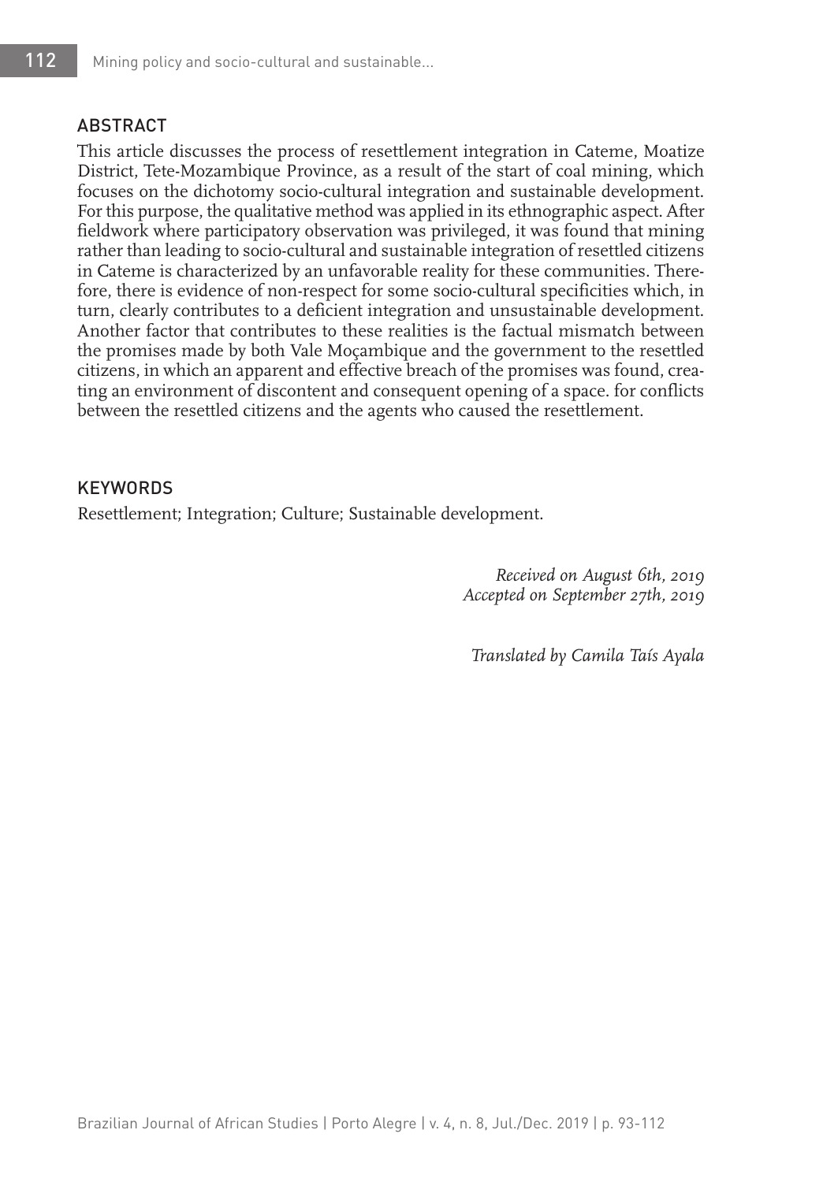## ABSTRACT

This article discusses the process of resettlement integration in Cateme, Moatize District, Tete-Mozambique Province, as a result of the start of coal mining, which focuses on the dichotomy socio-cultural integration and sustainable development. For this purpose, the qualitative method was applied in its ethnographic aspect. After fieldwork where participatory observation was privileged, it was found that mining rather than leading to socio-cultural and sustainable integration of resettled citizens in Cateme is characterized by an unfavorable reality for these communities. Therefore, there is evidence of non-respect for some socio-cultural specificities which, in turn, clearly contributes to a deficient integration and unsustainable development. Another factor that contributes to these realities is the factual mismatch between the promises made by both Vale Moçambique and the government to the resettled citizens, in which an apparent and effective breach of the promises was found, creating an environment of discontent and consequent opening of a space. for conflicts between the resettled citizens and the agents who caused the resettlement.

## KEYWORDS

Resettlement; Integration; Culture; Sustainable development.

*Received on August 6th, 2019*
*Accepted on September 27th, 2019*

*Translated by Camila Taís Ayala*